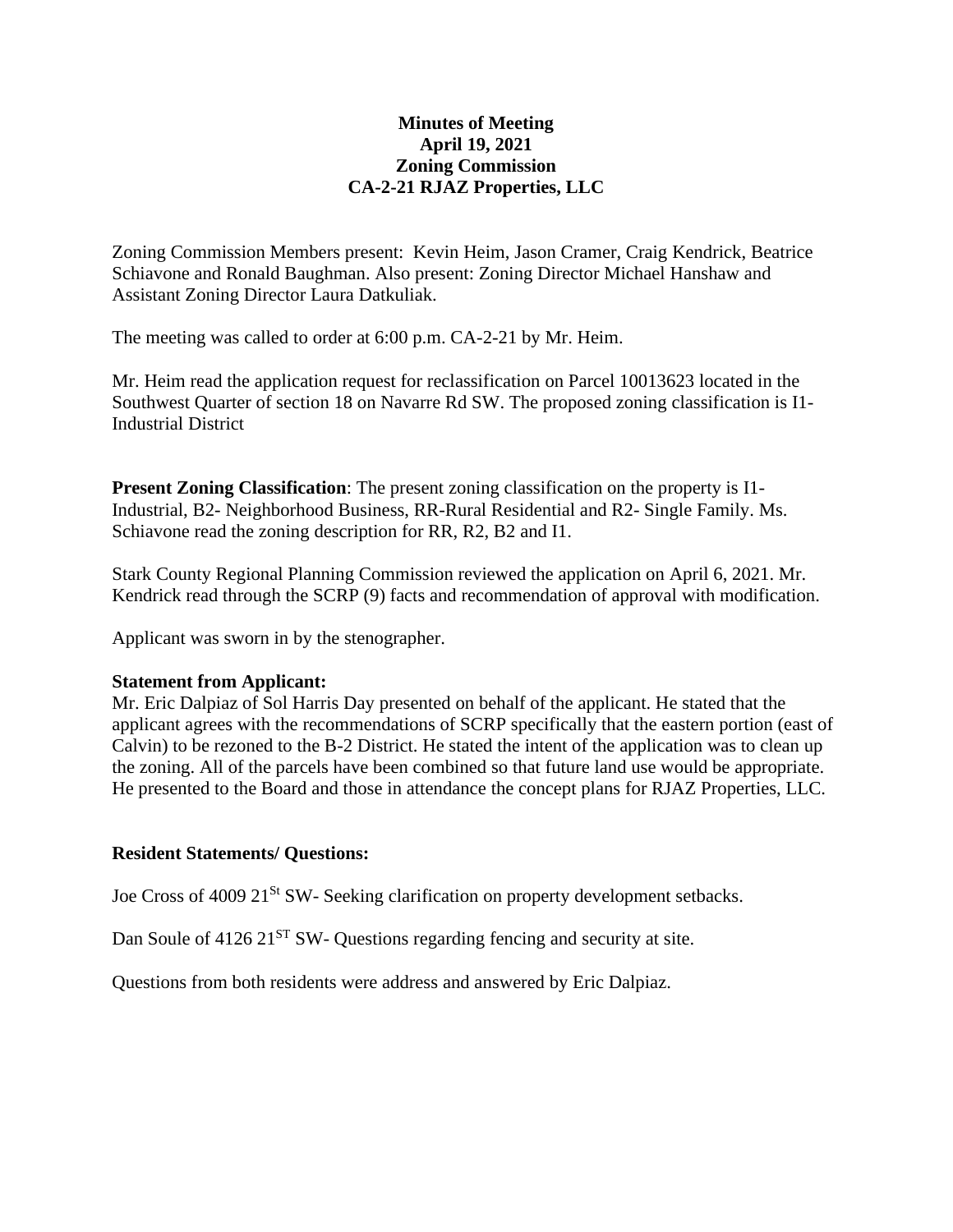**Minutes of Meeting**
**April 19, 2021**
**Zoning Commission**
**CA-2-21 RJAZ Properties, LLC**

Zoning Commission Members present: Kevin Heim, Jason Cramer, Craig Kendrick, Beatrice Schiavone and Ronald Baughman. Also present: Zoning Director Michael Hanshaw and Assistant Zoning Director Laura Datkuliak.

The meeting was called to order at 6:00 p.m. CA-2-21 by Mr. Heim.

Mr. Heim read the application request for reclassification on Parcel 10013623 located in the Southwest Quarter of section 18 on Navarre Rd SW. The proposed zoning classification is I1-Industrial District

**Present Zoning Classification**: The present zoning classification on the property is I1-Industrial, B2- Neighborhood Business, RR-Rural Residential and R2- Single Family. Ms. Schiavone read the zoning description for RR, R2, B2 and I1.

Stark County Regional Planning Commission reviewed the application on April 6, 2021. Mr. Kendrick read through the SCRP (9) facts and recommendation of approval with modification.

Applicant was sworn in by the stenographer.

**Statement from Applicant:**
Mr. Eric Dalpiaz of Sol Harris Day presented on behalf of the applicant. He stated that the applicant agrees with the recommendations of SCRP specifically that the eastern portion (east of Calvin) to be rezoned to the B-2 District. He stated the intent of the application was to clean up the zoning. All of the parcels have been combined so that future land use would be appropriate. He presented to the Board and those in attendance the concept plans for RJAZ Properties, LLC.

**Resident Statements/ Questions:**

Joe Cross of 4009 21St SW- Seeking clarification on property development setbacks.

Dan Soule of 4126 21ST SW- Questions regarding fencing and security at site.

Questions from both residents were address and answered by Eric Dalpiaz.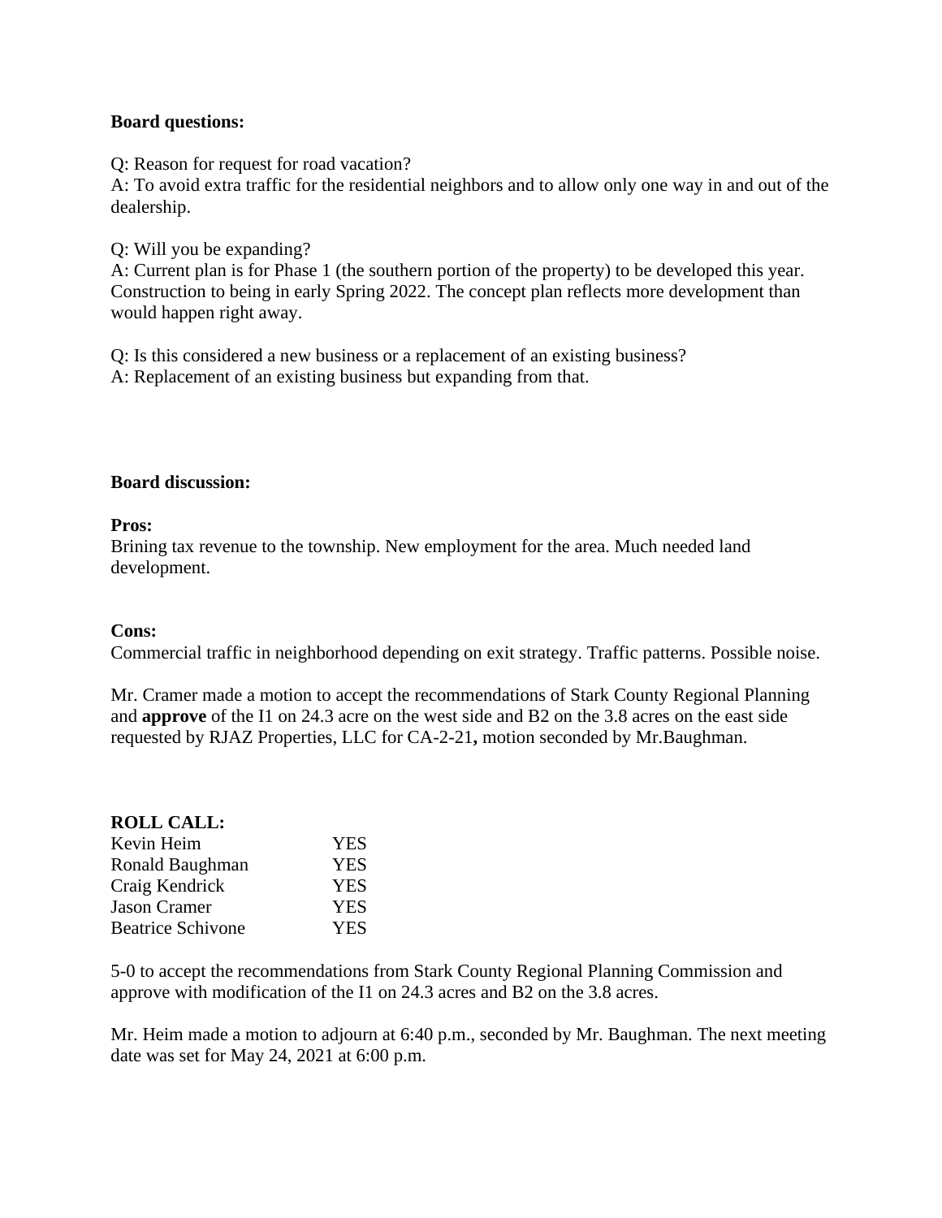**Board questions:**

Q: Reason for request for road vacation?
A: To avoid extra traffic for the residential neighbors and to allow only one way in and out of the dealership.

Q: Will you be expanding?
A: Current plan is for Phase 1 (the southern portion of the property) to be developed this year. Construction to being in early Spring 2022. The concept plan reflects more development than would happen right away.

Q: Is this considered a new business or a replacement of an existing business?
A: Replacement of an existing business but expanding from that.

**Board discussion:**

**Pros:**
Brining tax revenue to the township. New employment for the area. Much needed land development.

**Cons:**
Commercial traffic in neighborhood depending on exit strategy. Traffic patterns. Possible noise.

Mr. Cramer made a motion to accept the recommendations of Stark County Regional Planning and **approve** of the I1 on 24.3 acre on the west side and B2 on the 3.8 acres on the east side requested by RJAZ Properties, LLC for CA-2-21**,** motion seconded by Mr.Baughman.

**ROLL CALL:**

| | |
|---|---|
| Kevin Heim | YES |
| Ronald Baughman | YES |
| Craig Kendrick | YES |
| Jason Cramer | YES |
| Beatrice Schivone | YES |

5-0 to accept the recommendations from Stark County Regional Planning Commission and approve with modification of the I1 on 24.3 acres and B2 on the 3.8 acres.

Mr. Heim made a motion to adjourn at 6:40 p.m., seconded by Mr. Baughman. The next meeting date was set for May 24, 2021 at 6:00 p.m.